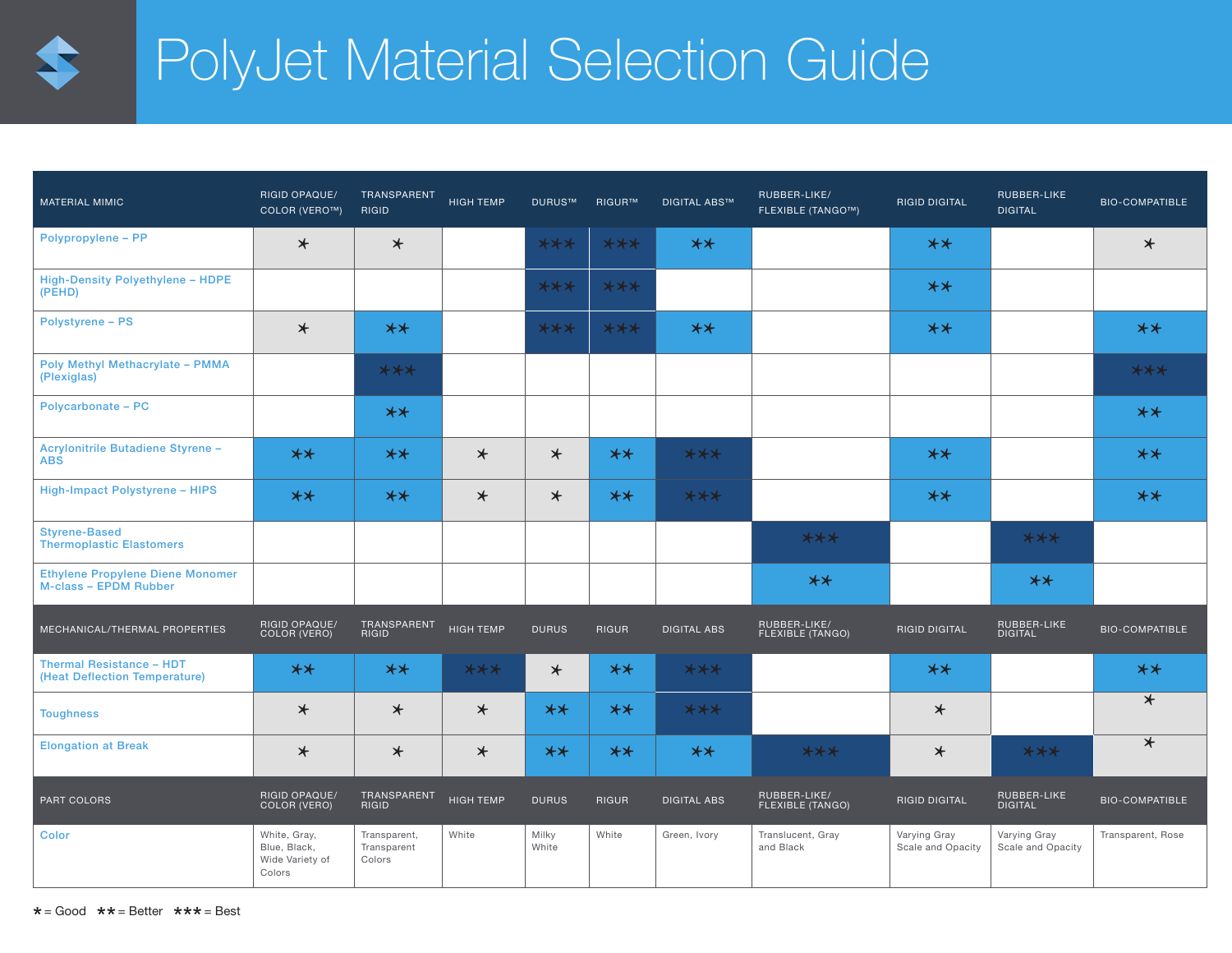# PolyJet Material Selection Guide

| MATERIAL MIMIC | RIGID OPAQUE/ COLOR (VERO™) | TRANSPARENT RIGID | HIGH TEMP | DURUS™ | RIGUR™ | DIGITAL ABS™ | RUBBER-LIKE/ FLEXIBLE (TANGO™) | RIGID DIGITAL | RUBBER-LIKE DIGITAL | BIO-COMPATIBLE |
|---|---|---|---|---|---|---|---|---|---|---|
| Polypropylene – PP | * | * | | *** | *** | ** | | ** | | * |
| High-Density Polyethylene – HDPE (PEHD) | | | | *** | *** | | | ** | | |
| Polystyrene – PS | * | ** | | *** | *** | ** | | ** | | ** |
| Poly Methyl Methacrylate – PMMA (Plexiglas) | | *** | | | | | | | | *** |
| Polycarbonate – PC | | ** | | | | | | | | ** |
| Acrylonitrile Butadiene Styrene – ABS | ** | ** | * | * | ** | *** | | ** | | ** |
| High-Impact Polystyrene – HIPS | ** | ** | * | * | ** | *** | | ** | | ** |
| Styrene-Based Thermoplastic Elastomers | | | | | | | *** | | *** | |
| Ethylene Propylene Diene Monomer M-class – EPDM Rubber | | | | | | | ** | | ** | |
| **MECHANICAL/THERMAL PROPERTIES** | **RIGID OPAQUE/ COLOR (VERO)** | **TRANSPARENT RIGID** | **HIGH TEMP** | **DURUS** | **RIGUR** | **DIGITAL ABS** | **RUBBER-LIKE/ FLEXIBLE (TANGO)** | **RIGID DIGITAL** | **RUBBER-LIKE DIGITAL** | **BIO-COMPATIBLE** |
| Thermal Resistance – HDT (Heat Deflection Temperature) | ** | ** | *** | * | ** | *** | | ** | | ** |
| Toughness | * | * | * | ** | ** | *** | | * | | * |
| Elongation at Break | * | * | * | ** | ** | ** | *** | * | *** | * |
| **PART COLORS** | **RIGID OPAQUE/ COLOR (VERO)** | **TRANSPARENT RIGID** | **HIGH TEMP** | **DURUS** | **RIGUR** | **DIGITAL ABS** | **RUBBER-LIKE/ FLEXIBLE (TANGO)** | **RIGID DIGITAL** | **RUBBER-LIKE DIGITAL** | **BIO-COMPATIBLE** |
| Color | White, Gray, Blue, Black, Wide Variety of Colors | Transparent, Transparent Colors | White | Milky White | White | Green, Ivory | Translucent, Gray and Black | Varying Gray Scale and Opacity | Varying Gray Scale and Opacity | Transparent, Rose |

* = Good ** = Better *** = Best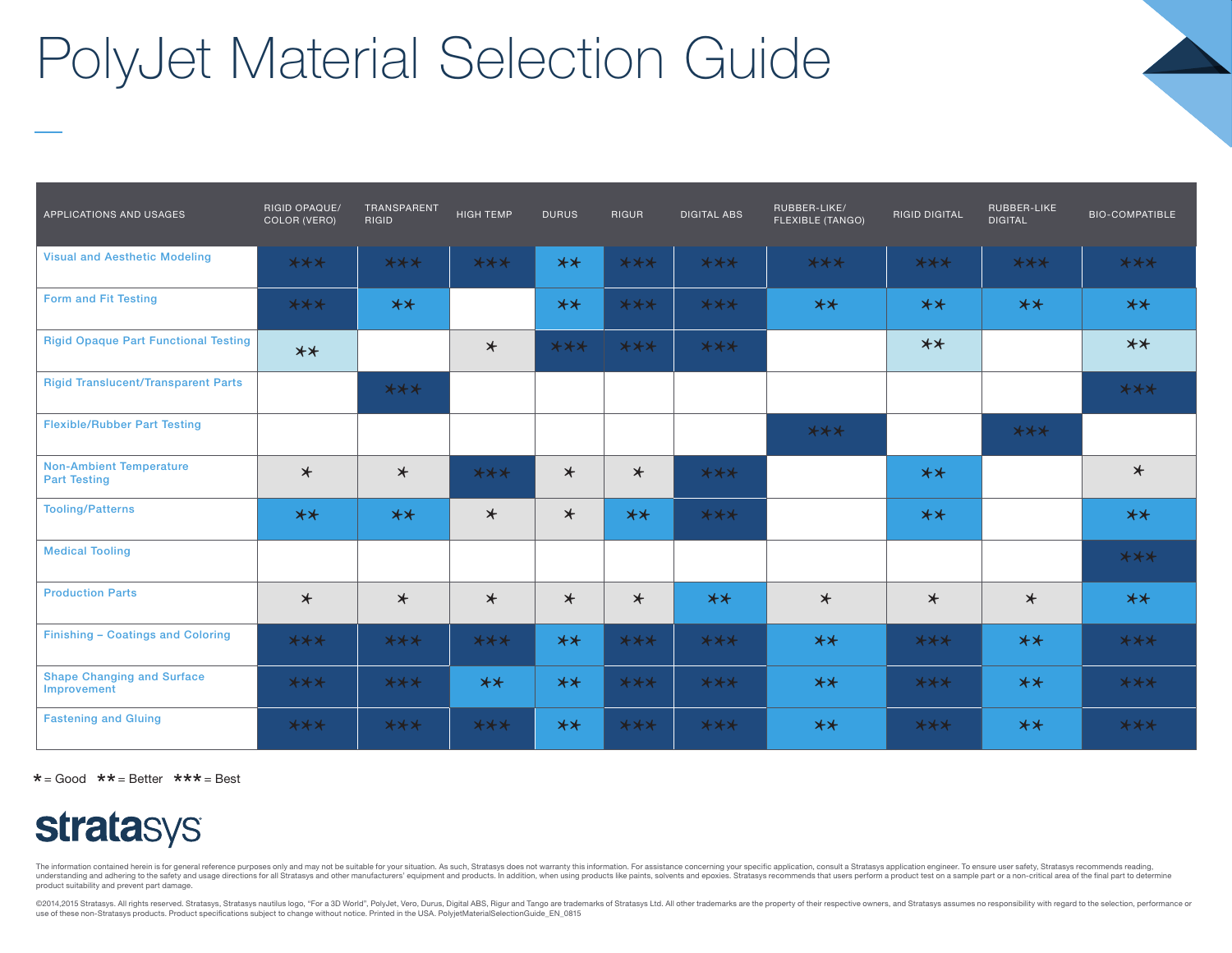# PolyJet Material Selection Guide

| APPLICATIONS AND USAGES | RIGID OPAQUE/ COLOR (VERO) | TRANSPARENT RIGID | HIGH TEMP | DURUS | RIGUR | DIGITAL ABS | RUBBER-LIKE/ FLEXIBLE (TANGO) | RIGID DIGITAL | RUBBER-LIKE DIGITAL | BIO-COMPATIBLE |
|---|---|---|---|---|---|---|---|---|---|---|
| Visual and Aesthetic Modeling | *** | *** | *** | ** | *** | *** | *** | *** | *** | *** |
| Form and Fit Testing | *** | ** | | ** | *** | *** | ** | ** | ** | ** |
| Rigid Opaque Part Functional Testing | ** | | * | *** | *** | *** | | ** | | ** |
| Rigid Translucent/Transparent Parts | | *** | | | | | | | | *** |
| Flexible/Rubber Part Testing | | | | | | | *** | | *** | |
| Non-Ambient Temperature Part Testing | * | * | *** | * | * | *** | | ** | | * |
| Tooling/Patterns | ** | ** | * | * | ** | *** | | ** | | ** |
| Medical Tooling | | | | | | | | | | *** |
| Production Parts | * | * | * | * | * | ** | * | * | * | ** |
| Finishing – Coatings and Coloring | *** | *** | *** | ** | *** | *** | ** | *** | ** | *** |
| Shape Changing and Surface Improvement | *** | *** | ** | ** | *** | *** | ** | *** | ** | *** |
| Fastening and Gluing | *** | *** | *** | ** | *** | *** | ** | *** | ** | *** |

* = Good  ** = Better  *** = Best

stratasys

The information contained herein is for general reference purposes only and may not be suitable for your situation. As such, Stratasys does not warranty this information. For assistance concerning your specific application, consult a Stratasys application engineer. To ensure user safety, Stratasys recommends reading, understanding and adhering to the safety and usage directions for all Stratasys and other manufacturers' equipment and products. In addition, when using products like paints, solvents and epoxies. Stratasys recommends that users perform a product test on a sample part or a non-critical area of the final part to determine product suitability and prevent part damage.

©2014,2015 Stratasys. All rights reserved. Stratasys, Stratasys nautilus logo, "For a 3D World", PolyJet, Vero, Durus, Digital ABS, Rigur and Tango are trademarks of Stratasys Ltd. All other trademarks are the property of their respective owners, and Stratasys assumes no responsibility with regard to the selection, performance or use of these non-Stratasys products. Product specifications subject to change without notice. Printed in the USA. PolyjetMaterialSelectionGuide_EN_0815